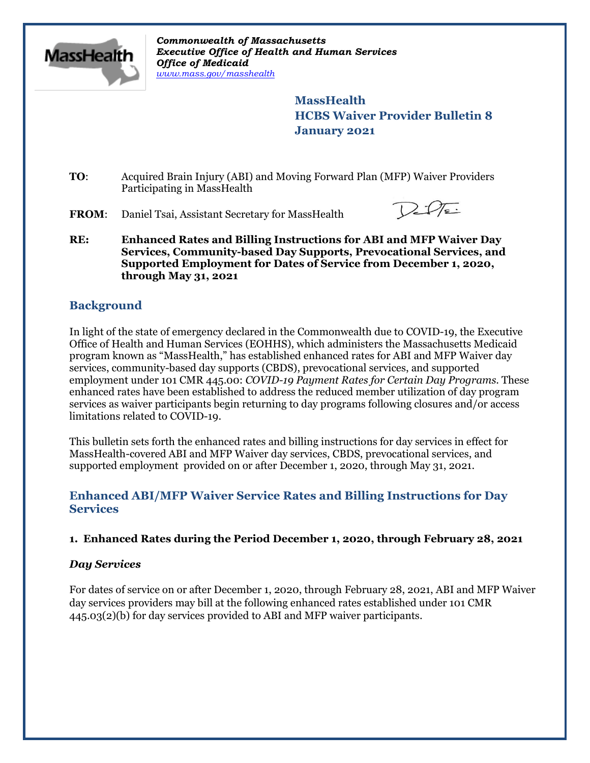*Commonwealth of Massachusetts*
***Executive Office of Health and Human Services***
***Office of Medicaid***
*www.mass.gov/masshealth*

**MassHealth**
**HCBS Waiver Provider Bulletin 8**
**January 2021**

**TO**: Acquired Brain Injury (ABI) and Moving Forward Plan (MFP) Waiver Providers Participating in MassHealth

**FROM**: Daniel Tsai, Assistant Secretary for MassHealth

**RE: Enhanced Rates and Billing Instructions for ABI and MFP Waiver Day Services, Community-based Day Supports, Prevocational Services, and Supported Employment for Dates of Service from December 1, 2020, through May 31, 2021**

## Background

In light of the state of emergency declared in the Commonwealth due to COVID-19, the Executive Office of Health and Human Services (EOHHS), which administers the Massachusetts Medicaid program known as "MassHealth," has established enhanced rates for ABI and MFP Waiver day services, community-based day supports (CBDS), prevocational services, and supported employment under 101 CMR 445.00: *COVID-19 Payment Rates for Certain Day Programs*. These enhanced rates have been established to address the reduced member utilization of day program services as waiver participants begin returning to day programs following closures and/or access limitations related to COVID-19.

This bulletin sets forth the enhanced rates and billing instructions for day services in effect for MassHealth-covered ABI and MFP Waiver day services, CBDS, prevocational services, and supported employment provided on or after December 1, 2020, through May 31, 2021.

## Enhanced ABI/MFP Waiver Service Rates and Billing Instructions for Day Services

### 1. Enhanced Rates during the Period December 1, 2020, through February 28, 2021

#### *Day Services*

For dates of service on or after December 1, 2020, through February 28, 2021, ABI and MFP Waiver day services providers may bill at the following enhanced rates established under 101 CMR 445.03(2)(b) for day services provided to ABI and MFP waiver participants.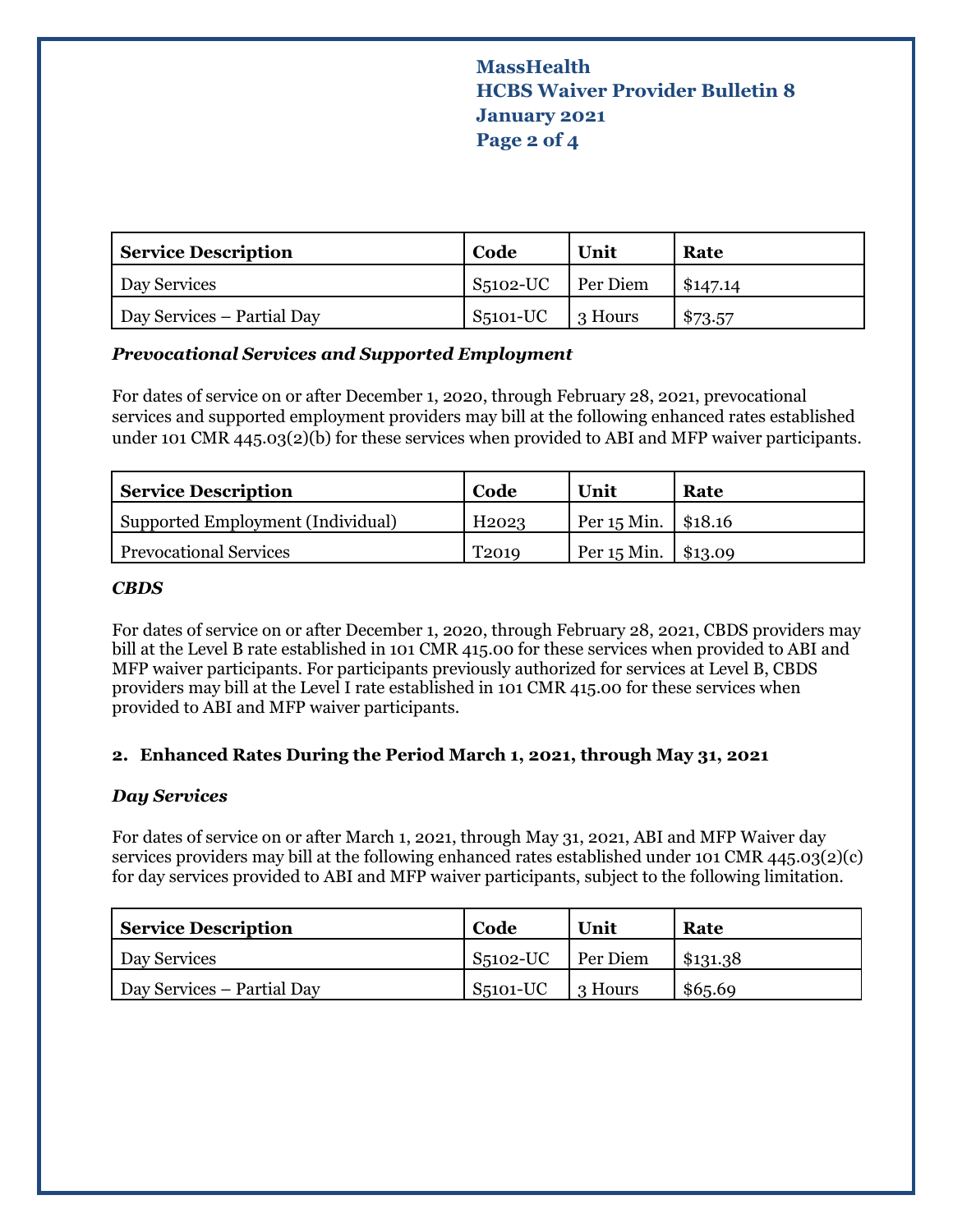| Service Description | Code | Unit | Rate |
|---|---|---|---|
| Day Services | S5102-UC | Per Diem | $147.14 |
| Day Services – Partial Day | S5101-UC | 3 Hours | $73.57 |

***Prevocational Services and Supported Employment***

For dates of service on or after December 1, 2020, through February 28, 2021, prevocational services and supported employment providers may bill at the following enhanced rates established under 101 CMR 445.03(2)(b) for these services when provided to ABI and MFP waiver participants.

| Service Description | Code | Unit | Rate |
|---|---|---|---|
| Supported Employment (Individual) | H2023 | Per 15 Min. | $18.16 |
| Prevocational Services | T2019 | Per 15 Min. | $13.09 |

***CBDS***

For dates of service on or after December 1, 2020, through February 28, 2021, CBDS providers may bill at the Level B rate established in 101 CMR 415.00 for these services when provided to ABI and MFP waiver participants. For participants previously authorized for services at Level B, CBDS providers may bill at the Level I rate established in 101 CMR 415.00 for these services when provided to ABI and MFP waiver participants.

**2. Enhanced Rates During the Period March 1, 2021, through May 31, 2021**

***Day Services***

For dates of service on or after March 1, 2021, through May 31, 2021, ABI and MFP Waiver day services providers may bill at the following enhanced rates established under 101 CMR 445.03(2)(c) for day services provided to ABI and MFP waiver participants, subject to the following limitation.

| Service Description | Code | Unit | Rate |
|---|---|---|---|
| Day Services | S5102-UC | Per Diem | $131.38 |
| Day Services – Partial Day | S5101-UC | 3 Hours | $65.69 |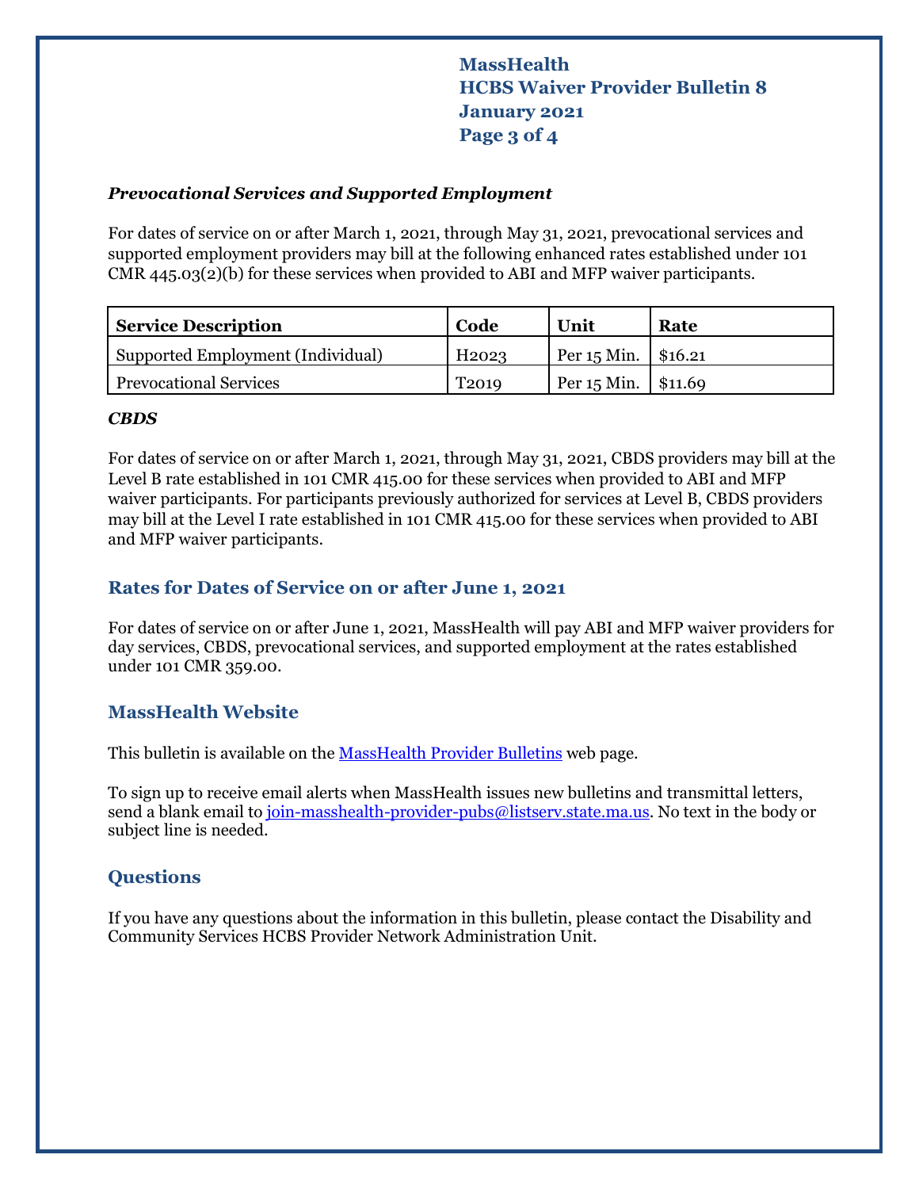***Prevocational Services and Supported Employment***

For dates of service on or after March 1, 2021, through May 31, 2021, prevocational services and supported employment providers may bill at the following enhanced rates established under 101 CMR 445.03(2)(b) for these services when provided to ABI and MFP waiver participants.

| Service Description | Code | Unit | Rate |
|---|---|---|---|
| Supported Employment (Individual) | H2023 | Per 15 Min. | $16.21 |
| Prevocational Services | T2019 | Per 15 Min. | $11.69 |

***CBDS***

For dates of service on or after March 1, 2021, through May 31, 2021, CBDS providers may bill at the Level B rate established in 101 CMR 415.00 for these services when provided to ABI and MFP waiver participants. For participants previously authorized for services at Level B, CBDS providers may bill at the Level I rate established in 101 CMR 415.00 for these services when provided to ABI and MFP waiver participants.

## Rates for Dates of Service on or after June 1, 2021

For dates of service on or after June 1, 2021, MassHealth will pay ABI and MFP waiver providers for day services, CBDS, prevocational services, and supported employment at the rates established under 101 CMR 359.00.

## MassHealth Website

This bulletin is available on the [MassHealth Provider Bulletins]() web page.

To sign up to receive email alerts when MassHealth issues new bulletins and transmittal letters, send a blank email to join-masshealth-provider-pubs@listserv.state.ma.us. No text in the body or subject line is needed.

## Questions

If you have any questions about the information in this bulletin, please contact the Disability and Community Services HCBS Provider Network Administration Unit.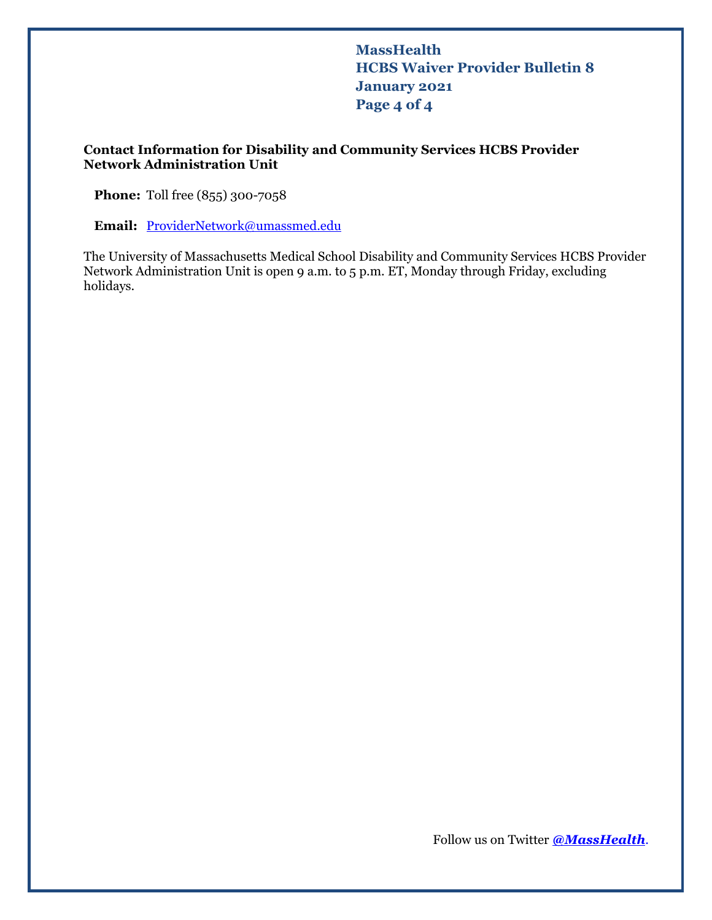**Contact Information for Disability and Community Services HCBS Provider Network Administration Unit**

**Phone:** Toll free (855) 300-7058

**Email:** ProviderNetwork@umassmed.edu

The University of Massachusetts Medical School Disability and Community Services HCBS Provider Network Administration Unit is open 9 a.m. to 5 p.m. ET, Monday through Friday, excluding holidays.

Follow us on Twitter ***@MassHealth***.